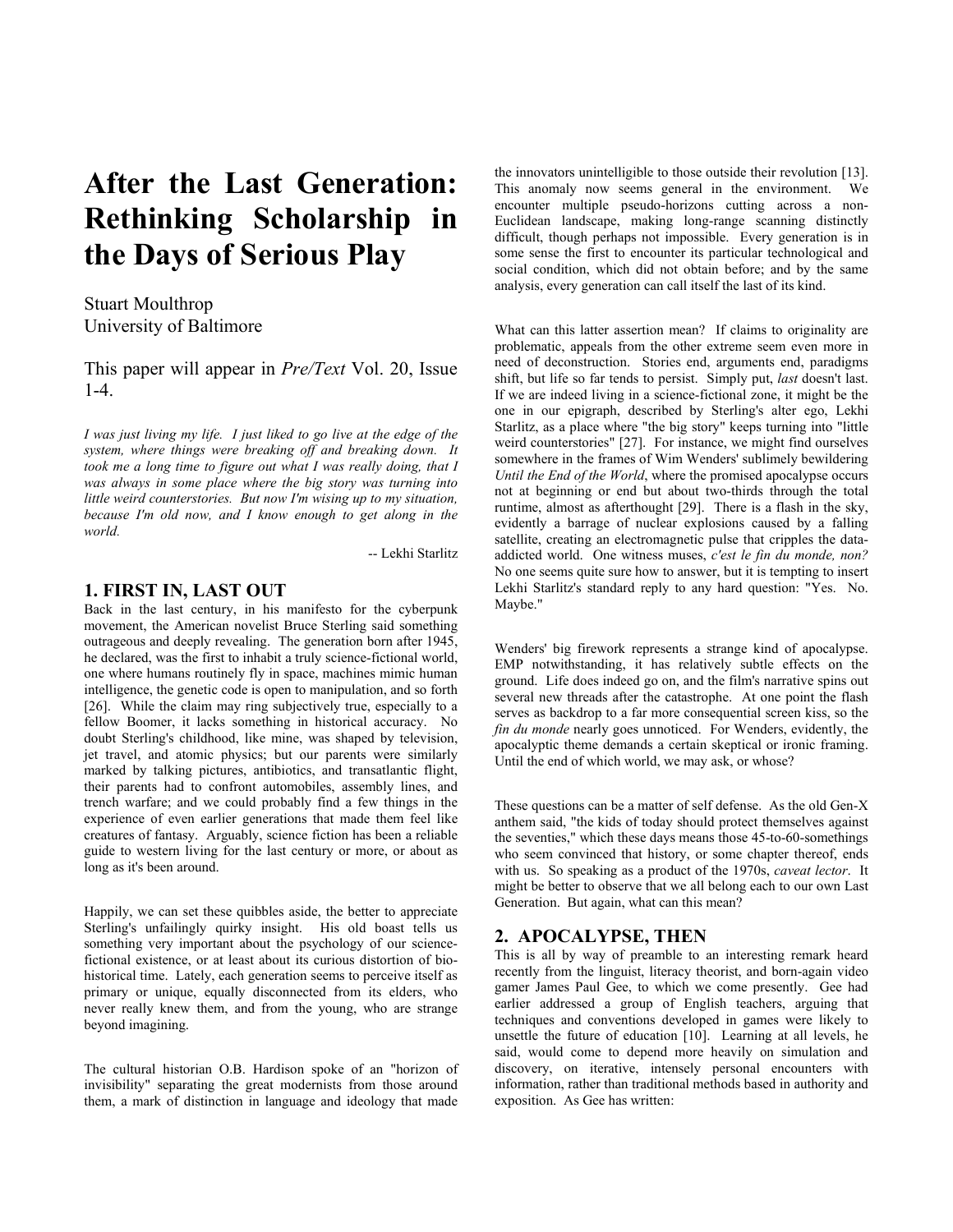# After the Last Generation: Rethinking Scholarship in the Days of Serious Play

Stuart Moulthrop
University of Baltimore

This paper will appear in *Pre/Text* Vol. 20, Issue 1-4.

*I was just living my life. I just liked to go live at the edge of the system, where things were breaking off and breaking down. It took me a long time to figure out what I was really doing, that I was always in some place where the big story was turning into little weird counterstories. But now I'm wising up to my situation, because I'm old now, and I know enough to get along in the world.*

-- Lekhi Starlitz

## 1. FIRST IN, LAST OUT

Back in the last century, in his manifesto for the cyberpunk movement, the American novelist Bruce Sterling said something outrageous and deeply revealing. The generation born after 1945, he declared, was the first to inhabit a truly science-fictional world, one where humans routinely fly in space, machines mimic human intelligence, the genetic code is open to manipulation, and so forth [26]. While the claim may ring subjectively true, especially to a fellow Boomer, it lacks something in historical accuracy. No doubt Sterling's childhood, like mine, was shaped by television, jet travel, and atomic physics; but our parents were similarly marked by talking pictures, antibiotics, and transatlantic flight, their parents had to confront automobiles, assembly lines, and trench warfare; and we could probably find a few things in the experience of even earlier generations that made them feel like creatures of fantasy. Arguably, science fiction has been a reliable guide to western living for the last century or more, or about as long as it's been around.

Happily, we can set these quibbles aside, the better to appreciate Sterling's unfailingly quirky insight. His old boast tells us something very important about the psychology of our science-fictional existence, or at least about its curious distortion of bio-historical time. Lately, each generation seems to perceive itself as primary or unique, equally disconnected from its elders, who never really knew them, and from the young, who are strange beyond imagining.

The cultural historian O.B. Hardison spoke of an "horizon of invisibility" separating the great modernists from those around them, a mark of distinction in language and ideology that made the innovators unintelligible to those outside their revolution [13]. This anomaly now seems general in the environment. We encounter multiple pseudo-horizons cutting across a non-Euclidean landscape, making long-range scanning distinctly difficult, though perhaps not impossible. Every generation is in some sense the first to encounter its particular technological and social condition, which did not obtain before; and by the same analysis, every generation can call itself the last of its kind.

What can this latter assertion mean? If claims to originality are problematic, appeals from the other extreme seem even more in need of deconstruction. Stories end, arguments end, paradigms shift, but life so far tends to persist. Simply put, *last* doesn't last. If we are indeed living in a science-fictional zone, it might be the one in our epigraph, described by Sterling's alter ego, Lekhi Starlitz, as a place where "the big story" keeps turning into "little weird counterstories" [27]. For instance, we might find ourselves somewhere in the frames of Wim Wenders' sublimely bewildering *Until the End of the World*, where the promised apocalypse occurs not at beginning or end but about two-thirds through the total runtime, almost as afterthought [29]. There is a flash in the sky, evidently a barrage of nuclear explosions caused by a falling satellite, creating an electromagnetic pulse that cripples the data-addicted world. One witness muses, *c'est le fin du monde, non?* No one seems quite sure how to answer, but it is tempting to insert Lekhi Starlitz's standard reply to any hard question: "Yes. No. Maybe."

Wenders' big firework represents a strange kind of apocalypse. EMP notwithstanding, it has relatively subtle effects on the ground. Life does indeed go on, and the film's narrative spins out several new threads after the catastrophe. At one point the flash serves as backdrop to a far more consequential screen kiss, so the *fin du monde* nearly goes unnoticed. For Wenders, evidently, the apocalyptic theme demands a certain skeptical or ironic framing. Until the end of which world, we may ask, or whose?

These questions can be a matter of self defense. As the old Gen-X anthem said, "the kids of today should protect themselves against the seventies," which these days means those 45-to-60-somethings who seem convinced that history, or some chapter thereof, ends with us. So speaking as a product of the 1970s, *caveat lector*. It might be better to observe that we all belong each to our own Last Generation. But again, what can this mean?

## 2. APOCALYPSE, THEN

This is all by way of preamble to an interesting remark heard recently from the linguist, literacy theorist, and born-again video gamer James Paul Gee, to which we come presently. Gee had earlier addressed a group of English teachers, arguing that techniques and conventions developed in games were likely to unsettle the future of education [10]. Learning at all levels, he said, would come to depend more heavily on simulation and discovery, on iterative, intensely personal encounters with information, rather than traditional methods based in authority and exposition. As Gee has written: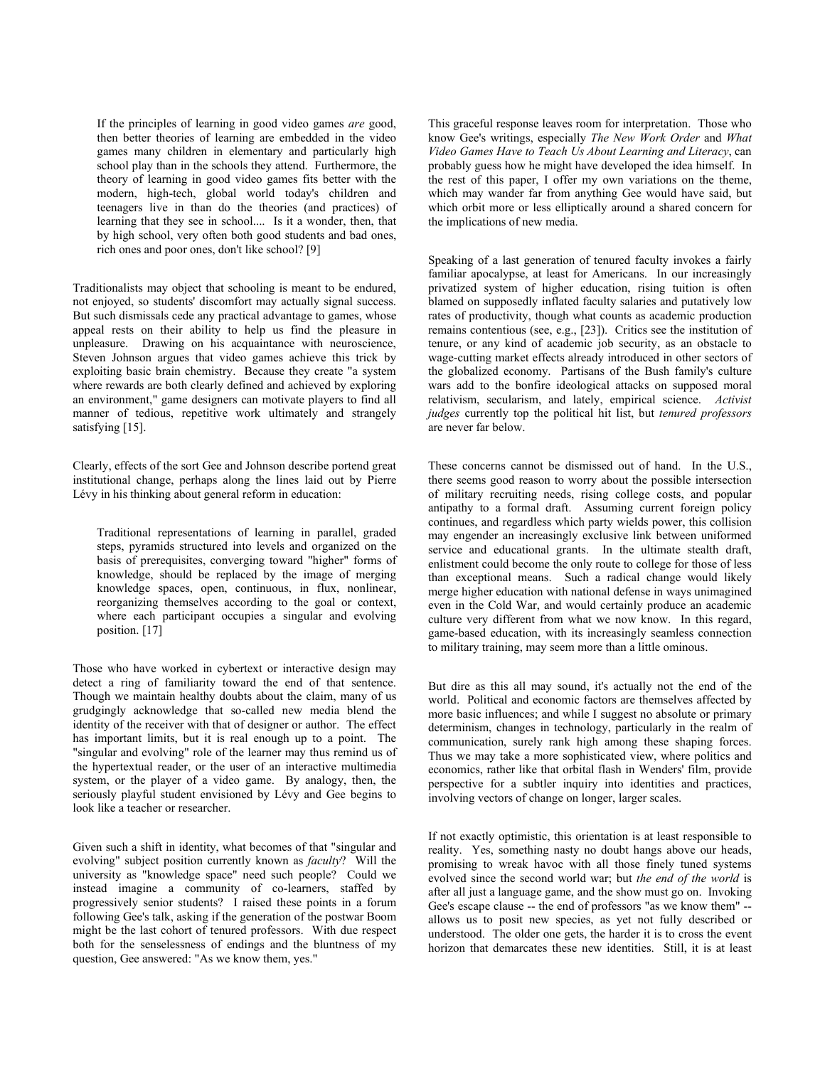> If the principles of learning in good video games *are* good, then better theories of learning are embedded in the video games many children in elementary and particularly high school play than in the schools they attend. Furthermore, the theory of learning in good video games fits better with the modern, high-tech, global world today's children and teenagers live in than do the theories (and practices) of learning that they see in school.... Is it a wonder, then, that by high school, very often both good students and bad ones, rich ones and poor ones, don't like school? [9]

Traditionalists may object that schooling is meant to be endured, not enjoyed, so students' discomfort may actually signal success. But such dismissals cede any practical advantage to games, whose appeal rests on their ability to help us find the pleasure in unpleasure. Drawing on his acquaintance with neuroscience, Steven Johnson argues that video games achieve this trick by exploiting basic brain chemistry. Because they create "a system where rewards are both clearly defined and achieved by exploring an environment," game designers can motivate players to find all manner of tedious, repetitive work ultimately and strangely satisfying [15].

Clearly, effects of the sort Gee and Johnson describe portend great institutional change, perhaps along the lines laid out by Pierre Lévy in his thinking about general reform in education:

> Traditional representations of learning in parallel, graded steps, pyramids structured into levels and organized on the basis of prerequisites, converging toward "higher" forms of knowledge, should be replaced by the image of merging knowledge spaces, open, continuous, in flux, nonlinear, reorganizing themselves according to the goal or context, where each participant occupies a singular and evolving position. [17]

Those who have worked in cybertext or interactive design may detect a ring of familiarity toward the end of that sentence. Though we maintain healthy doubts about the claim, many of us grudgingly acknowledge that so-called new media blend the identity of the receiver with that of designer or author. The effect has important limits, but it is real enough up to a point. The "singular and evolving" role of the learner may thus remind us of the hypertextual reader, or the user of an interactive multimedia system, or the player of a video game. By analogy, then, the seriously playful student envisioned by Lévy and Gee begins to look like a teacher or researcher.

Given such a shift in identity, what becomes of that "singular and evolving" subject position currently known as *faculty*? Will the university as "knowledge space" need such people? Could we instead imagine a community of co-learners, staffed by progressively senior students? I raised these points in a forum following Gee's talk, asking if the generation of the postwar Boom might be the last cohort of tenured professors. With due respect both for the senselessness of endings and the bluntness of my question, Gee answered: "As we know them, yes."

This graceful response leaves room for interpretation. Those who know Gee's writings, especially *The New Work Order* and *What Video Games Have to Teach Us About Learning and Literacy*, can probably guess how he might have developed the idea himself. In the rest of this paper, I offer my own variations on the theme, which may wander far from anything Gee would have said, but which orbit more or less elliptically around a shared concern for the implications of new media.

Speaking of a last generation of tenured faculty invokes a fairly familiar apocalypse, at least for Americans. In our increasingly privatized system of higher education, rising tuition is often blamed on supposedly inflated faculty salaries and putatively low rates of productivity, though what counts as academic production remains contentious (see, e.g., [23]). Critics see the institution of tenure, or any kind of academic job security, as an obstacle to wage-cutting market effects already introduced in other sectors of the globalized economy. Partisans of the Bush family's culture wars add to the bonfire ideological attacks on supposed moral relativism, secularism, and lately, empirical science. *Activist judges* currently top the political hit list, but *tenured professors* are never far below.

These concerns cannot be dismissed out of hand. In the U.S., there seems good reason to worry about the possible intersection of military recruiting needs, rising college costs, and popular antipathy to a formal draft. Assuming current foreign policy continues, and regardless which party wields power, this collision may engender an increasingly exclusive link between uniformed service and educational grants. In the ultimate stealth draft, enlistment could become the only route to college for those of less than exceptional means. Such a radical change would likely merge higher education with national defense in ways unimagined even in the Cold War, and would certainly produce an academic culture very different from what we now know. In this regard, game-based education, with its increasingly seamless connection to military training, may seem more than a little ominous.

But dire as this all may sound, it's actually not the end of the world. Political and economic factors are themselves affected by more basic influences; and while I suggest no absolute or primary determinism, changes in technology, particularly in the realm of communication, surely rank high among these shaping forces. Thus we may take a more sophisticated view, where politics and economics, rather like that orbital flash in Wenders' film, provide perspective for a subtler inquiry into identities and practices, involving vectors of change on longer, larger scales.

If not exactly optimistic, this orientation is at least responsible to reality. Yes, something nasty no doubt hangs above our heads, promising to wreak havoc with all those finely tuned systems evolved since the second world war; but *the end of the world* is after all just a language game, and the show must go on. Invoking Gee's escape clause -- the end of professors "as we know them" -- allows us to posit new species, as yet not fully described or understood. The older one gets, the harder it is to cross the event horizon that demarcates these new identities. Still, it is at least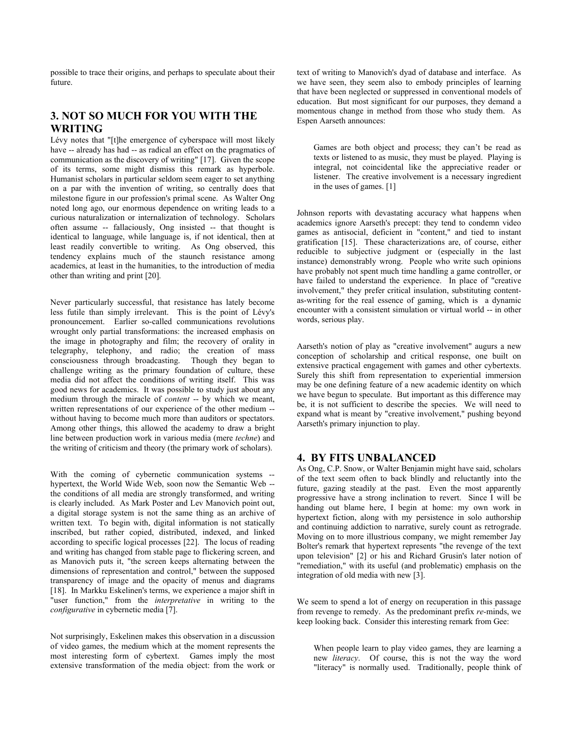possible to trace their origins, and perhaps to speculate about their future.

## 3. NOT SO MUCH FOR YOU WITH THE WRITING

Lévy notes that "[t]he emergence of cyberspace will most likely have -- already has had -- as radical an effect on the pragmatics of communication as the discovery of writing" [17]. Given the scope of its terms, some might dismiss this remark as hyperbole. Humanist scholars in particular seldom seem eager to set anything on a par with the invention of writing, so centrally does that milestone figure in our profession's primal scene. As Walter Ong noted long ago, our enormous dependence on writing leads to a curious naturalization or internalization of technology. Scholars often assume -- fallaciously, Ong insisted -- that thought is identical to language, while language is, if not identical, then at least readily convertible to writing. As Ong observed, this tendency explains much of the staunch resistance among academics, at least in the humanities, to the introduction of media other than writing and print [20].

Never particularly successful, that resistance has lately become less futile than simply irrelevant. This is the point of Lévy's pronouncement. Earlier so-called communications revolutions wrought only partial transformations: the increased emphasis on the image in photography and film; the recovery of orality in telegraphy, telephony, and radio; the creation of mass consciousness through broadcasting. Though they began to challenge writing as the primary foundation of culture, these media did not affect the conditions of writing itself. This was good news for academics. It was possible to study just about any medium through the miracle of *content* -- by which we meant, written representations of our experience of the other medium -- without having to become much more than auditors or spectators. Among other things, this allowed the academy to draw a bright line between production work in various media (mere *techne*) and the writing of criticism and theory (the primary work of scholars).

With the coming of cybernetic communication systems -- hypertext, the World Wide Web, soon now the Semantic Web -- the conditions of all media are strongly transformed, and writing is clearly included. As Mark Poster and Lev Manovich point out, a digital storage system is not the same thing as an archive of written text. To begin with, digital information is not statically inscribed, but rather copied, distributed, indexed, and linked according to specific logical processes [22]. The locus of reading and writing has changed from stable page to flickering screen, and as Manovich puts it, "the screen keeps alternating between the dimensions of representation and control," between the supposed transparency of image and the opacity of menus and diagrams [18]. In Markku Eskelinen's terms, we experience a major shift in "user function," from the *interpretative* in writing to the *configurative* in cybernetic media [7].

Not surprisingly, Eskelinen makes this observation in a discussion of video games, the medium which at the moment represents the most interesting form of cybertext. Games imply the most extensive transformation of the media object: from the work or text of writing to Manovich's dyad of database and interface. As we have seen, they seem also to embody principles of learning that have been neglected or suppressed in conventional models of education. But most significant for our purposes, they demand a momentous change in method from those who study them. As Espen Aarseth announces:

> Games are both object and process; they can't be read as texts or listened to as music, they must be played. Playing is integral, not coincidental like the appreciative reader or listener. The creative involvement is a necessary ingredient in the uses of games. [1]

Johnson reports with devastating accuracy what happens when academics ignore Aarseth's precept: they tend to condemn video games as antisocial, deficient in "content," and tied to instant gratification [15]. These characterizations are, of course, either reducible to subjective judgment or (especially in the last instance) demonstrably wrong. People who write such opinions have probably not spent much time handling a game controller, or have failed to understand the experience. In place of "creative involvement," they prefer critical insulation, substituting content-as-writing for the real essence of gaming, which is a dynamic encounter with a consistent simulation or virtual world -- in other words, serious play.

Aarseth's notion of play as "creative involvement" augurs a new conception of scholarship and critical response, one built on extensive practical engagement with games and other cybertexts. Surely this shift from representation to experiential immersion may be one defining feature of a new academic identity on which we have begun to speculate. But important as this difference may be, it is not sufficient to describe the species. We will need to expand what is meant by "creative involvement," pushing beyond Aarseth's primary injunction to play.

## 4. BY FITS UNBALANCED

As Ong, C.P. Snow, or Walter Benjamin might have said, scholars of the text seem often to back blindly and reluctantly into the future, gazing steadily at the past. Even the most apparently progressive have a strong inclination to revert. Since I will be handing out blame here, I begin at home: my own work in hypertext fiction, along with my persistence in solo authorship and continuing addiction to narrative, surely count as retrograde. Moving on to more illustrious company, we might remember Jay Bolter's remark that hypertext represents "the revenge of the text upon television" [2] or his and Richard Grusin's later notion of "remediation," with its useful (and problematic) emphasis on the integration of old media with new [3].

We seem to spend a lot of energy on recuperation in this passage from revenge to remedy. As the predominant prefix *re*-minds, we keep looking back. Consider this interesting remark from Gee:

> When people learn to play video games, they are learning a new *literacy*. Of course, this is not the way the word "literacy" is normally used. Traditionally, people think of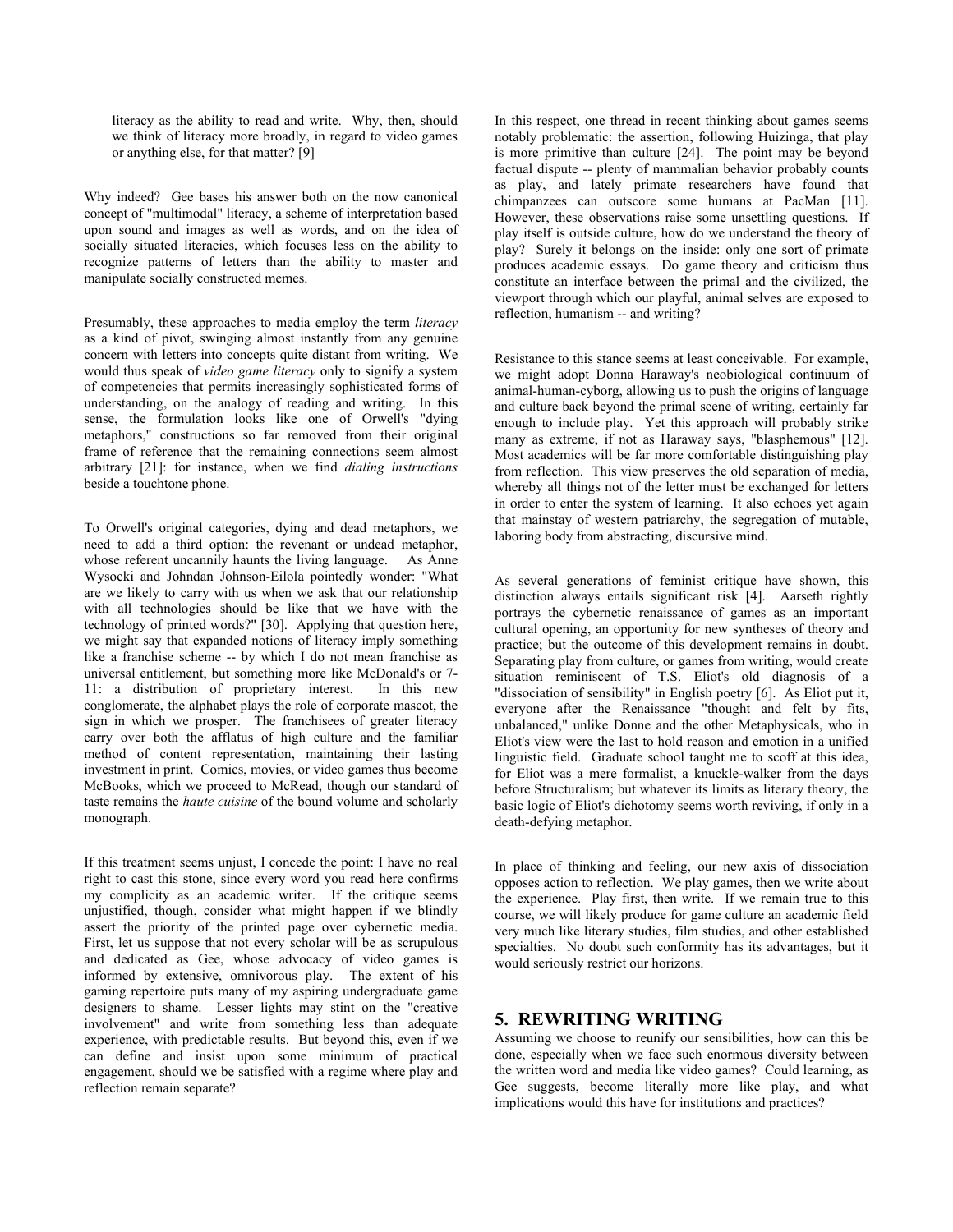> literacy as the ability to read and write. Why, then, should we think of literacy more broadly, in regard to video games or anything else, for that matter? [9]

Why indeed? Gee bases his answer both on the now canonical concept of "multimodal" literacy, a scheme of interpretation based upon sound and images as well as words, and on the idea of socially situated literacies, which focuses less on the ability to recognize patterns of letters than the ability to master and manipulate socially constructed memes.

Presumably, these approaches to media employ the term *literacy* as a kind of pivot, swinging almost instantly from any genuine concern with letters into concepts quite distant from writing. We would thus speak of *video game literacy* only to signify a system of competencies that permits increasingly sophisticated forms of understanding, on the analogy of reading and writing. In this sense, the formulation looks like one of Orwell's "dying metaphors," constructions so far removed from their original frame of reference that the remaining connections seem almost arbitrary [21]: for instance, when we find *dialing instructions* beside a touchtone phone.

To Orwell's original categories, dying and dead metaphors, we need to add a third option: the revenant or undead metaphor, whose referent uncannily haunts the living language. As Anne Wysocki and Johndan Johnson-Eilola pointedly wonder: "What are we likely to carry with us when we ask that our relationship with all technologies should be like that we have with the technology of printed words?" [30]. Applying that question here, we might say that expanded notions of literacy imply something like a franchise scheme -- by which I do not mean franchise as universal entitlement, but something more like McDonald's or 7-11: a distribution of proprietary interest. In this new conglomerate, the alphabet plays the role of corporate mascot, the sign in which we prosper. The franchisees of greater literacy carry over both the afflatus of high culture and the familiar method of content representation, maintaining their lasting investment in print. Comics, movies, or video games thus become McBooks, which we proceed to McRead, though our standard of taste remains the *haute cuisine* of the bound volume and scholarly monograph.

If this treatment seems unjust, I concede the point: I have no real right to cast this stone, since every word you read here confirms my complicity as an academic writer. If the critique seems unjustified, though, consider what might happen if we blindly assert the priority of the printed page over cybernetic media. First, let us suppose that not every scholar will be as scrupulous and dedicated as Gee, whose advocacy of video games is informed by extensive, omnivorous play. The extent of his gaming repertoire puts many of my aspiring undergraduate game designers to shame. Lesser lights may stint on the "creative involvement" and write from something less than adequate experience, with predictable results. But beyond this, even if we can define and insist upon some minimum of practical engagement, should we be satisfied with a regime where play and reflection remain separate?

In this respect, one thread in recent thinking about games seems notably problematic: the assertion, following Huizinga, that play is more primitive than culture [24]. The point may be beyond factual dispute -- plenty of mammalian behavior probably counts as play, and lately primate researchers have found that chimpanzees can outscore some humans at PacMan [11]. However, these observations raise some unsettling questions. If play itself is outside culture, how do we understand the theory of play? Surely it belongs on the inside: only one sort of primate produces academic essays. Do game theory and criticism thus constitute an interface between the primal and the civilized, the viewport through which our playful, animal selves are exposed to reflection, humanism -- and writing?

Resistance to this stance seems at least conceivable. For example, we might adopt Donna Haraway's neobiological continuum of animal-human-cyborg, allowing us to push the origins of language and culture back beyond the primal scene of writing, certainly far enough to include play. Yet this approach will probably strike many as extreme, if not as Haraway says, "blasphemous" [12]. Most academics will be far more comfortable distinguishing play from reflection. This view preserves the old separation of media, whereby all things not of the letter must be exchanged for letters in order to enter the system of learning. It also echoes yet again that mainstay of western patriarchy, the segregation of mutable, laboring body from abstracting, discursive mind.

As several generations of feminist critique have shown, this distinction always entails significant risk [4]. Aarseth rightly portrays the cybernetic renaissance of games as an important cultural opening, an opportunity for new syntheses of theory and practice; but the outcome of this development remains in doubt. Separating play from culture, or games from writing, would create situation reminiscent of T.S. Eliot's old diagnosis of a "dissociation of sensibility" in English poetry [6]. As Eliot put it, everyone after the Renaissance "thought and felt by fits, unbalanced," unlike Donne and the other Metaphysicals, who in Eliot's view were the last to hold reason and emotion in a unified linguistic field. Graduate school taught me to scoff at this idea, for Eliot was a mere formalist, a knuckle-walker from the days before Structuralism; but whatever its limits as literary theory, the basic logic of Eliot's dichotomy seems worth reviving, if only in a death-defying metaphor.

In place of thinking and feeling, our new axis of dissociation opposes action to reflection. We play games, then we write about the experience. Play first, then write. If we remain true to this course, we will likely produce for game culture an academic field very much like literary studies, film studies, and other established specialties. No doubt such conformity has its advantages, but it would seriously restrict our horizons.

## 5. REWRITING WRITING

Assuming we choose to reunify our sensibilities, how can this be done, especially when we face such enormous diversity between the written word and media like video games? Could learning, as Gee suggests, become literally more like play, and what implications would this have for institutions and practices?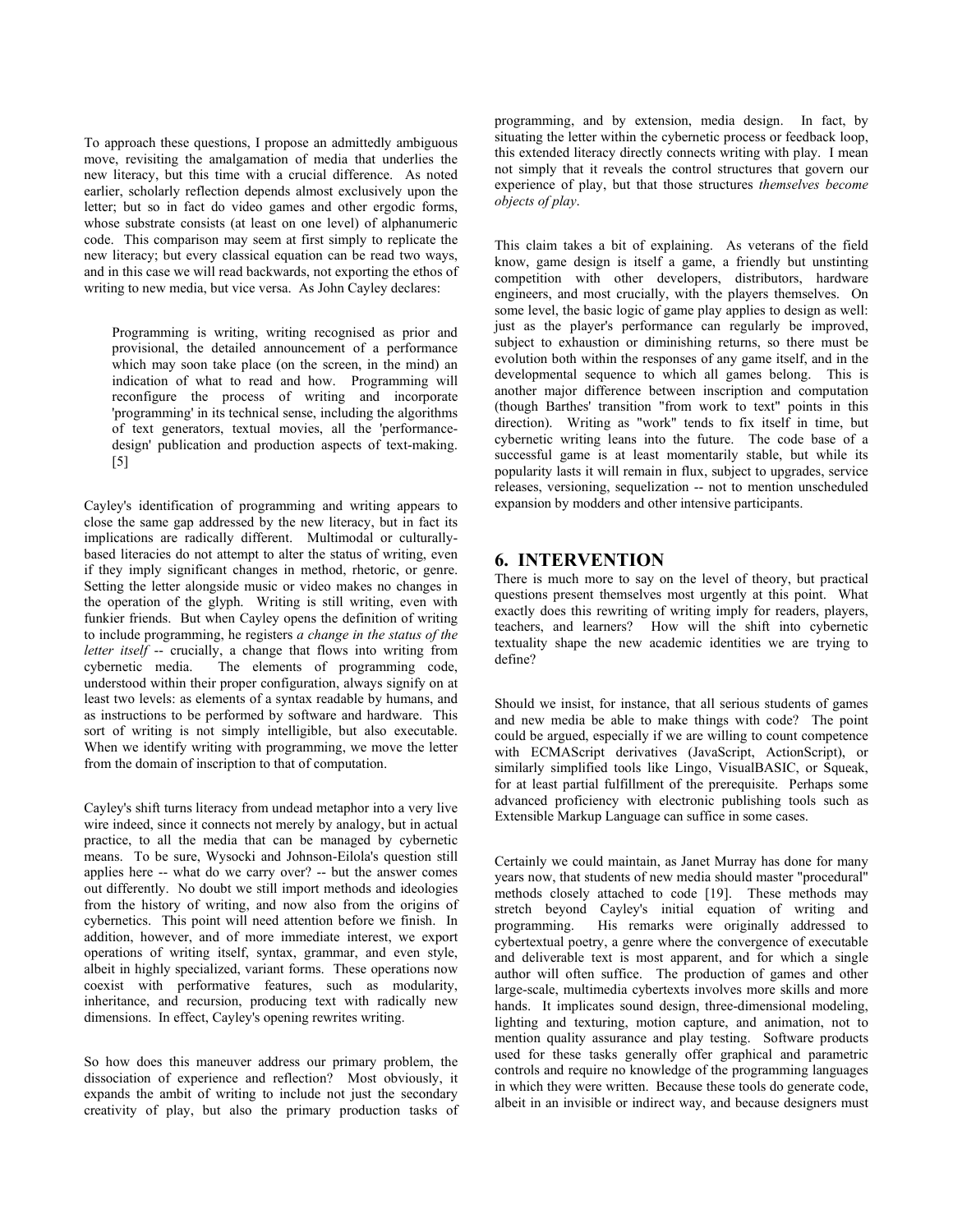To approach these questions, I propose an admittedly ambiguous move, revisiting the amalgamation of media that underlies the new literacy, but this time with a crucial difference. As noted earlier, scholarly reflection depends almost exclusively upon the letter; but so in fact do video games and other ergodic forms, whose substrate consists (at least on one level) of alphanumeric code. This comparison may seem at first simply to replicate the new literacy; but every classical equation can be read two ways, and in this case we will read backwards, not exporting the ethos of writing to new media, but vice versa. As John Cayley declares:

> Programming is writing, writing recognised as prior and provisional, the detailed announcement of a performance which may soon take place (on the screen, in the mind) an indication of what to read and how. Programming will reconfigure the process of writing and incorporate 'programming' in its technical sense, including the algorithms of text generators, textual movies, all the 'performance-design' publication and production aspects of text-making. [5]

Cayley's identification of programming and writing appears to close the same gap addressed by the new literacy, but in fact its implications are radically different. Multimodal or culturally-based literacies do not attempt to alter the status of writing, even if they imply significant changes in method, rhetoric, or genre. Setting the letter alongside music or video makes no changes in the operation of the glyph. Writing is still writing, even with funkier friends. But when Cayley opens the definition of writing to include programming, he registers *a change in the status of the letter itself* -- crucially, a change that flows into writing from cybernetic media. The elements of programming code, understood within their proper configuration, always signify on at least two levels: as elements of a syntax readable by humans, and as instructions to be performed by software and hardware. This sort of writing is not simply intelligible, but also executable. When we identify writing with programming, we move the letter from the domain of inscription to that of computation.

Cayley's shift turns literacy from undead metaphor into a very live wire indeed, since it connects not merely by analogy, but in actual practice, to all the media that can be managed by cybernetic means. To be sure, Wysocki and Johnson-Eilola's question still applies here -- what do we carry over? -- but the answer comes out differently. No doubt we still import methods and ideologies from the history of writing, and now also from the origins of cybernetics. This point will need attention before we finish. In addition, however, and of more immediate interest, we export operations of writing itself, syntax, grammar, and even style, albeit in highly specialized, variant forms. These operations now coexist with performative features, such as modularity, inheritance, and recursion, producing text with radically new dimensions. In effect, Cayley's opening rewrites writing.

So how does this maneuver address our primary problem, the dissociation of experience and reflection? Most obviously, it expands the ambit of writing to include not just the secondary creativity of play, but also the primary production tasks of programming, and by extension, media design. In fact, by situating the letter within the cybernetic process or feedback loop, this extended literacy directly connects writing with play. I mean not simply that it reveals the control structures that govern our experience of play, but that those structures *themselves become objects of play*.

This claim takes a bit of explaining. As veterans of the field know, game design is itself a game, a friendly but unstinting competition with other developers, distributors, hardware engineers, and most crucially, with the players themselves. On some level, the basic logic of game play applies to design as well: just as the player's performance can regularly be improved, subject to exhaustion or diminishing returns, so there must be evolution both within the responses of any game itself, and in the developmental sequence to which all games belong. This is another major difference between inscription and computation (though Barthes' transition "from work to text" points in this direction). Writing as "work" tends to fix itself in time, but cybernetic writing leans into the future. The code base of a successful game is at least momentarily stable, but while its popularity lasts it will remain in flux, subject to upgrades, service releases, versioning, sequelization -- not to mention unscheduled expansion by modders and other intensive participants.

## 6. INTERVENTION

There is much more to say on the level of theory, but practical questions present themselves most urgently at this point. What exactly does this rewriting of writing imply for readers, players, teachers, and learners? How will the shift into cybernetic textuality shape the new academic identities we are trying to define?

Should we insist, for instance, that all serious students of games and new media be able to make things with code? The point could be argued, especially if we are willing to count competence with ECMAScript derivatives (JavaScript, ActionScript), or similarly simplified tools like Lingo, VisualBASIC, or Squeak, for at least partial fulfillment of the prerequisite. Perhaps some advanced proficiency with electronic publishing tools such as Extensible Markup Language can suffice in some cases.

Certainly we could maintain, as Janet Murray has done for many years now, that students of new media should master "procedural" methods closely attached to code [19]. These methods may stretch beyond Cayley's initial equation of writing and programming. His remarks were originally addressed to cybertextual poetry, a genre where the convergence of executable and deliverable text is most apparent, and for which a single author will often suffice. The production of games and other large-scale, multimedia cybertexts involves more skills and more hands. It implicates sound design, three-dimensional modeling, lighting and texturing, motion capture, and animation, not to mention quality assurance and play testing. Software products used for these tasks generally offer graphical and parametric controls and require no knowledge of the programming languages in which they were written. Because these tools do generate code, albeit in an invisible or indirect way, and because designers must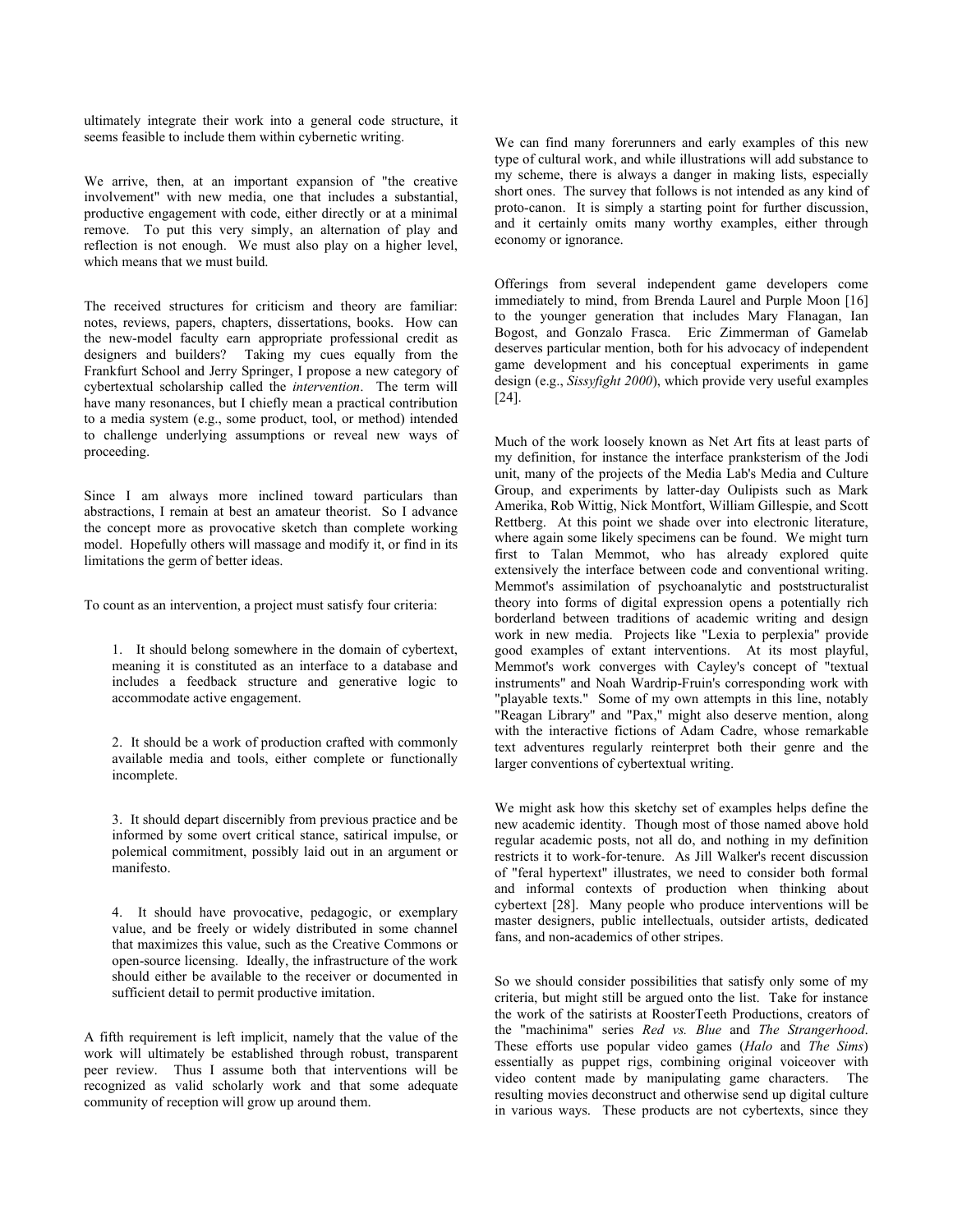ultimately integrate their work into a general code structure, it seems feasible to include them within cybernetic writing.

We arrive, then, at an important expansion of "the creative involvement" with new media, one that includes a substantial, productive engagement with code, either directly or at a minimal remove. To put this very simply, an alternation of play and reflection is not enough. We must also play on a higher level, which means that we must build.

The received structures for criticism and theory are familiar: notes, reviews, papers, chapters, dissertations, books. How can the new-model faculty earn appropriate professional credit as designers and builders? Taking my cues equally from the Frankfurt School and Jerry Springer, I propose a new category of cybertextual scholarship called the *intervention*. The term will have many resonances, but I chiefly mean a practical contribution to a media system (e.g., some product, tool, or method) intended to challenge underlying assumptions or reveal new ways of proceeding.

Since I am always more inclined toward particulars than abstractions, I remain at best an amateur theorist. So I advance the concept more as provocative sketch than complete working model. Hopefully others will massage and modify it, or find in its limitations the germ of better ideas.

To count as an intervention, a project must satisfy four criteria:

1. It should belong somewhere in the domain of cybertext, meaning it is constituted as an interface to a database and includes a feedback structure and generative logic to accommodate active engagement.

2. It should be a work of production crafted with commonly available media and tools, either complete or functionally incomplete.

3. It should depart discernibly from previous practice and be informed by some overt critical stance, satirical impulse, or polemical commitment, possibly laid out in an argument or manifesto.

4. It should have provocative, pedagogic, or exemplary value, and be freely or widely distributed in some channel that maximizes this value, such as the Creative Commons or open-source licensing. Ideally, the infrastructure of the work should either be available to the receiver or documented in sufficient detail to permit productive imitation.

A fifth requirement is left implicit, namely that the value of the work will ultimately be established through robust, transparent peer review. Thus I assume both that interventions will be recognized as valid scholarly work and that some adequate community of reception will grow up around them.

We can find many forerunners and early examples of this new type of cultural work, and while illustrations will add substance to my scheme, there is always a danger in making lists, especially short ones. The survey that follows is not intended as any kind of proto-canon. It is simply a starting point for further discussion, and it certainly omits many worthy examples, either through economy or ignorance.

Offerings from several independent game developers come immediately to mind, from Brenda Laurel and Purple Moon [16] to the younger generation that includes Mary Flanagan, Ian Bogost, and Gonzalo Frasca. Eric Zimmerman of Gamelab deserves particular mention, both for his advocacy of independent game development and his conceptual experiments in game design (e.g., *Sissyfight 2000*), which provide very useful examples [24].

Much of the work loosely known as Net Art fits at least parts of my definition, for instance the interface pranksterism of the Jodi unit, many of the projects of the Media Lab's Media and Culture Group, and experiments by latter-day Oulipists such as Mark Amerika, Rob Wittig, Nick Montfort, William Gillespie, and Scott Rettberg. At this point we shade over into electronic literature, where again some likely specimens can be found. We might turn first to Talan Memmot, who has already explored quite extensively the interface between code and conventional writing. Memmot's assimilation of psychoanalytic and poststructuralist theory into forms of digital expression opens a potentially rich borderland between traditions of academic writing and design work in new media. Projects like "Lexia to perplexia" provide good examples of extant interventions. At its most playful, Memmot's work converges with Cayley's concept of "textual instruments" and Noah Wardrip-Fruin's corresponding work with "playable texts." Some of my own attempts in this line, notably "Reagan Library" and "Pax," might also deserve mention, along with the interactive fictions of Adam Cadre, whose remarkable text adventures regularly reinterpret both their genre and the larger conventions of cybertextual writing.

We might ask how this sketchy set of examples helps define the new academic identity. Though most of those named above hold regular academic posts, not all do, and nothing in my definition restricts it to work-for-tenure. As Jill Walker's recent discussion of "feral hypertext" illustrates, we need to consider both formal and informal contexts of production when thinking about cybertext [28]. Many people who produce interventions will be master designers, public intellectuals, outsider artists, dedicated fans, and non-academics of other stripes.

So we should consider possibilities that satisfy only some of my criteria, but might still be argued onto the list. Take for instance the work of the satirists at RoosterTeeth Productions, creators of the "machinima" series *Red vs. Blue* and *The Strangerhood*. These efforts use popular video games (*Halo* and *The Sims*) essentially as puppet rigs, combining original voiceover with video content made by manipulating game characters. The resulting movies deconstruct and otherwise send up digital culture in various ways. These products are not cybertexts, since they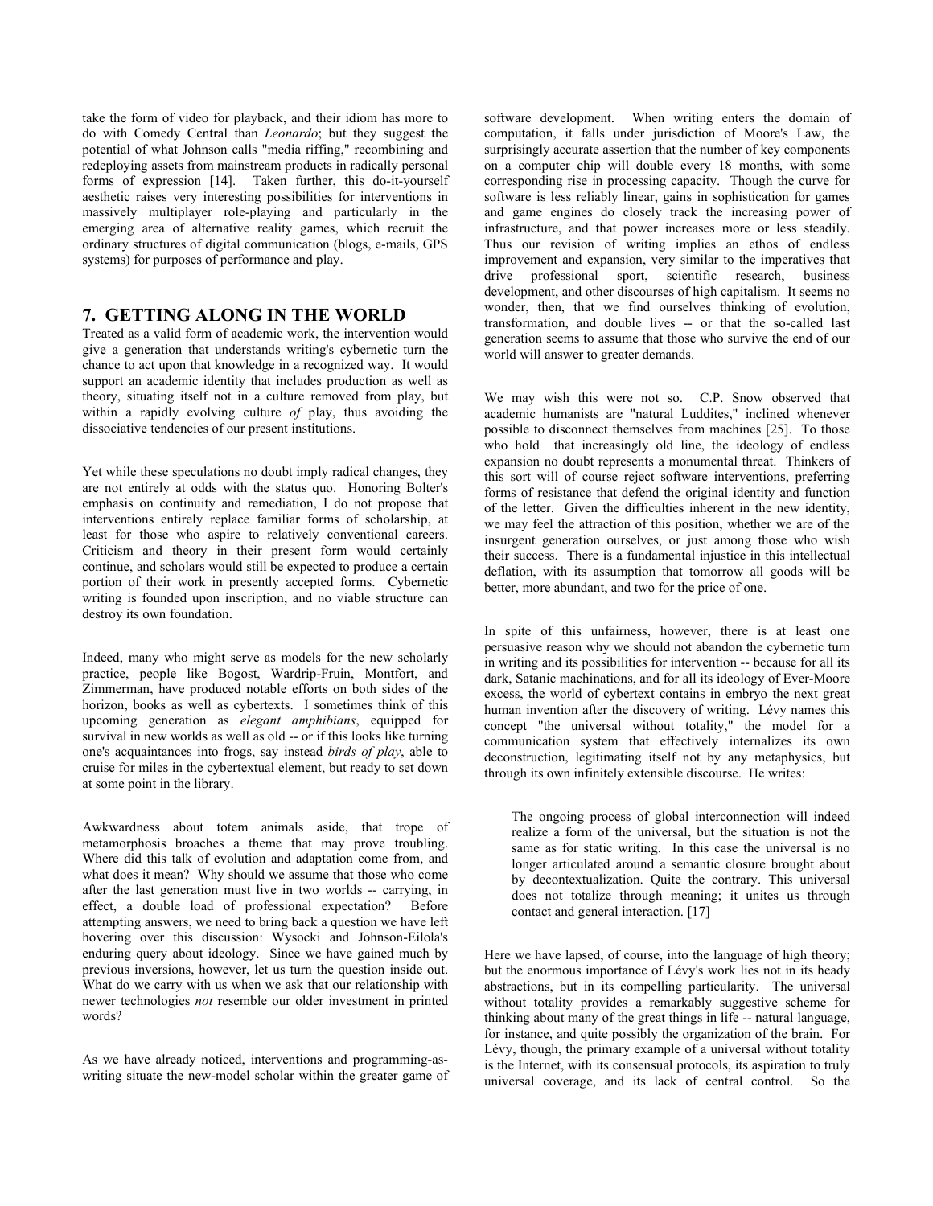take the form of video for playback, and their idiom has more to do with Comedy Central than *Leonardo*; but they suggest the potential of what Johnson calls "media riffing," recombining and redeploying assets from mainstream products in radically personal forms of expression [14]. Taken further, this do-it-yourself aesthetic raises very interesting possibilities for interventions in massively multiplayer role-playing and particularly in the emerging area of alternative reality games, which recruit the ordinary structures of digital communication (blogs, e-mails, GPS systems) for purposes of performance and play.

## 7. GETTING ALONG IN THE WORLD

Treated as a valid form of academic work, the intervention would give a generation that understands writing's cybernetic turn the chance to act upon that knowledge in a recognized way. It would support an academic identity that includes production as well as theory, situating itself not in a culture removed from play, but within a rapidly evolving culture *of* play, thus avoiding the dissociative tendencies of our present institutions.

Yet while these speculations no doubt imply radical changes, they are not entirely at odds with the status quo. Honoring Bolter's emphasis on continuity and remediation, I do not propose that interventions entirely replace familiar forms of scholarship, at least for those who aspire to relatively conventional careers. Criticism and theory in their present form would certainly continue, and scholars would still be expected to produce a certain portion of their work in presently accepted forms. Cybernetic writing is founded upon inscription, and no viable structure can destroy its own foundation.

Indeed, many who might serve as models for the new scholarly practice, people like Bogost, Wardrip-Fruin, Montfort, and Zimmerman, have produced notable efforts on both sides of the horizon, books as well as cybertexts. I sometimes think of this upcoming generation as *elegant amphibians*, equipped for survival in new worlds as well as old -- or if this looks like turning one's acquaintances into frogs, say instead *birds of play*, able to cruise for miles in the cybertextual element, but ready to set down at some point in the library.

Awkwardness about totem animals aside, that trope of metamorphosis broaches a theme that may prove troubling. Where did this talk of evolution and adaptation come from, and what does it mean? Why should we assume that those who come after the last generation must live in two worlds -- carrying, in effect, a double load of professional expectation? Before attempting answers, we need to bring back a question we have left hovering over this discussion: Wysocki and Johnson-Eilola's enduring query about ideology. Since we have gained much by previous inversions, however, let us turn the question inside out. What do we carry with us when we ask that our relationship with newer technologies *not* resemble our older investment in printed words?

As we have already noticed, interventions and programming-as-writing situate the new-model scholar within the greater game of software development. When writing enters the domain of computation, it falls under jurisdiction of Moore's Law, the surprisingly accurate assertion that the number of key components on a computer chip will double every 18 months, with some corresponding rise in processing capacity. Though the curve for software is less reliably linear, gains in sophistication for games and game engines do closely track the increasing power of infrastructure, and that power increases more or less steadily. Thus our revision of writing implies an ethos of endless improvement and expansion, very similar to the imperatives that drive professional sport, scientific research, business development, and other discourses of high capitalism. It seems no wonder, then, that we find ourselves thinking of evolution, transformation, and double lives -- or that the so-called last generation seems to assume that those who survive the end of our world will answer to greater demands.

We may wish this were not so. C.P. Snow observed that academic humanists are "natural Luddites," inclined whenever possible to disconnect themselves from machines [25]. To those who hold that increasingly old line, the ideology of endless expansion no doubt represents a monumental threat. Thinkers of this sort will of course reject software interventions, preferring forms of resistance that defend the original identity and function of the letter. Given the difficulties inherent in the new identity, we may feel the attraction of this position, whether we are of the insurgent generation ourselves, or just among those who wish their success. There is a fundamental injustice in this intellectual deflation, with its assumption that tomorrow all goods will be better, more abundant, and two for the price of one.

In spite of this unfairness, however, there is at least one persuasive reason why we should not abandon the cybernetic turn in writing and its possibilities for intervention -- because for all its dark, Satanic machinations, and for all its ideology of Ever-Moore excess, the world of cybertext contains in embryo the next great human invention after the discovery of writing. Lévy names this concept "the universal without totality," the model for a communication system that effectively internalizes its own deconstruction, legitimating itself not by any metaphysics, but through its own infinitely extensible discourse. He writes:

> The ongoing process of global interconnection will indeed realize a form of the universal, but the situation is not the same as for static writing. In this case the universal is no longer articulated around a semantic closure brought about by decontextualization. Quite the contrary. This universal does not totalize through meaning; it unites us through contact and general interaction. [17]

Here we have lapsed, of course, into the language of high theory; but the enormous importance of Lévy's work lies not in its heady abstractions, but in its compelling particularity. The universal without totality provides a remarkably suggestive scheme for thinking about many of the great things in life -- natural language, for instance, and quite possibly the organization of the brain. For Lévy, though, the primary example of a universal without totality is the Internet, with its consensual protocols, its aspiration to truly universal coverage, and its lack of central control. So the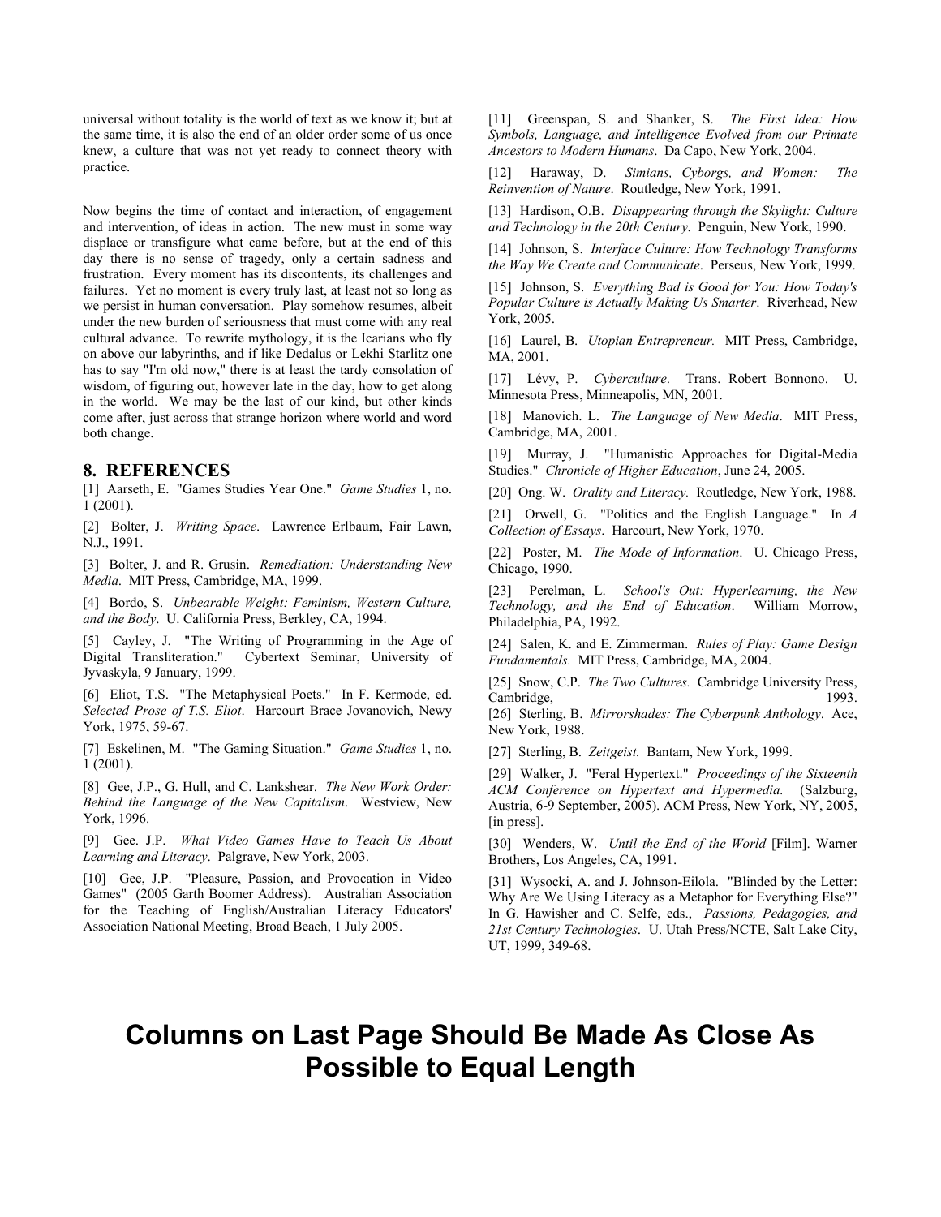universal without totality is the world of text as we know it; but at the same time, it is also the end of an older order some of us once knew, a culture that was not yet ready to connect theory with practice.

Now begins the time of contact and interaction, of engagement and intervention, of ideas in action. The new must in some way displace or transfigure what came before, but at the end of this day there is no sense of tragedy, only a certain sadness and frustration. Every moment has its discontents, its challenges and failures. Yet no moment is every truly last, at least not so long as we persist in human conversation. Play somehow resumes, albeit under the new burden of seriousness that must come with any real cultural advance. To rewrite mythology, it is the Icarians who fly on above our labyrinths, and if like Dedalus or Lekhi Starlitz one has to say "I'm old now," there is at least the tardy consolation of wisdom, of figuring out, however late in the day, how to get along in the world. We may be the last of our kind, but other kinds come after, just across that strange horizon where world and word both change.

## 8. REFERENCES

[1] Aarseth, E. "Games Studies Year One." *Game Studies* 1, no. 1 (2001).

[2] Bolter, J. *Writing Space*. Lawrence Erlbaum, Fair Lawn, N.J., 1991.

[3] Bolter, J. and R. Grusin. *Remediation: Understanding New Media*. MIT Press, Cambridge, MA, 1999.

[4] Bordo, S. *Unbearable Weight: Feminism, Western Culture, and the Body*. U. California Press, Berkley, CA, 1994.

[5] Cayley, J. "The Writing of Programming in the Age of Digital Transliteration." Cybertext Seminar, University of Jyvaskyla, 9 January, 1999.

[6] Eliot, T.S. "The Metaphysical Poets." In F. Kermode, ed. *Selected Prose of T.S. Eliot*. Harcourt Brace Jovanovich, Newy York, 1975, 59-67.

[7] Eskelinen, M. "The Gaming Situation." *Game Studies* 1, no. 1 (2001).

[8] Gee, J.P., G. Hull, and C. Lankshear. *The New Work Order: Behind the Language of the New Capitalism*. Westview, New York, 1996.

[9] Gee. J.P. *What Video Games Have to Teach Us About Learning and Literacy*. Palgrave, New York, 2003.

[10] Gee, J.P. "Pleasure, Passion, and Provocation in Video Games" (2005 Garth Boomer Address). Australian Association for the Teaching of English/Australian Literacy Educators' Association National Meeting, Broad Beach, 1 July 2005.

[11] Greenspan, S. and Shanker, S. *The First Idea: How Symbols, Language, and Intelligence Evolved from our Primate Ancestors to Modern Humans*. Da Capo, New York, 2004.

[12] Haraway, D. *Simians, Cyborgs, and Women: The Reinvention of Nature*. Routledge, New York, 1991.

[13] Hardison, O.B. *Disappearing through the Skylight: Culture and Technology in the 20th Century*. Penguin, New York, 1990.

[14] Johnson, S. *Interface Culture: How Technology Transforms the Way We Create and Communicate*. Perseus, New York, 1999.

[15] Johnson, S. *Everything Bad is Good for You: How Today's Popular Culture is Actually Making Us Smarter*. Riverhead, New York, 2005.

[16] Laurel, B. *Utopian Entrepreneur.* MIT Press, Cambridge, MA, 2001.

[17] Lévy, P. *Cyberculture*. Trans. Robert Bonnono. U. Minnesota Press, Minneapolis, MN, 2001.

[18] Manovich. L. *The Language of New Media*. MIT Press, Cambridge, MA, 2001.

[19] Murray, J. "Humanistic Approaches for Digital-Media Studies." *Chronicle of Higher Education*, June 24, 2005.

[20] Ong. W. *Orality and Literacy.* Routledge, New York, 1988.

[21] Orwell, G. "Politics and the English Language." In *A Collection of Essays*. Harcourt, New York, 1970.

[22] Poster, M. *The Mode of Information*. U. Chicago Press, Chicago, 1990.

[23] Perelman, L. *School's Out: Hyperlearning, the New Technology, and the End of Education*. William Morrow, Philadelphia, PA, 1992.

[24] Salen, K. and E. Zimmerman. *Rules of Play: Game Design Fundamentals.* MIT Press, Cambridge, MA, 2004.

[25] Snow, C.P. *The Two Cultures.* Cambridge University Press, Cambridge, 1993.

[26] Sterling, B. *Mirrorshades: The Cyberpunk Anthology*. Ace, New York, 1988.

[27] Sterling, B. *Zeitgeist.* Bantam, New York, 1999.

[29] Walker, J. "Feral Hypertext." *Proceedings of the Sixteenth ACM Conference on Hypertext and Hypermedia.* (Salzburg, Austria, 6-9 September, 2005). ACM Press, New York, NY, 2005, [in press].

[30] Wenders, W. *Until the End of the World* [Film]. Warner Brothers, Los Angeles, CA, 1991.

[31] Wysocki, A. and J. Johnson-Eilola. "Blinded by the Letter: Why Are We Using Literacy as a Metaphor for Everything Else?" In G. Hawisher and C. Selfe, eds., *Passions, Pedagogies, and 21st Century Technologies*. U. Utah Press/NCTE, Salt Lake City, UT, 1999, 349-68.

# Columns on Last Page Should Be Made As Close As Possible to Equal Length